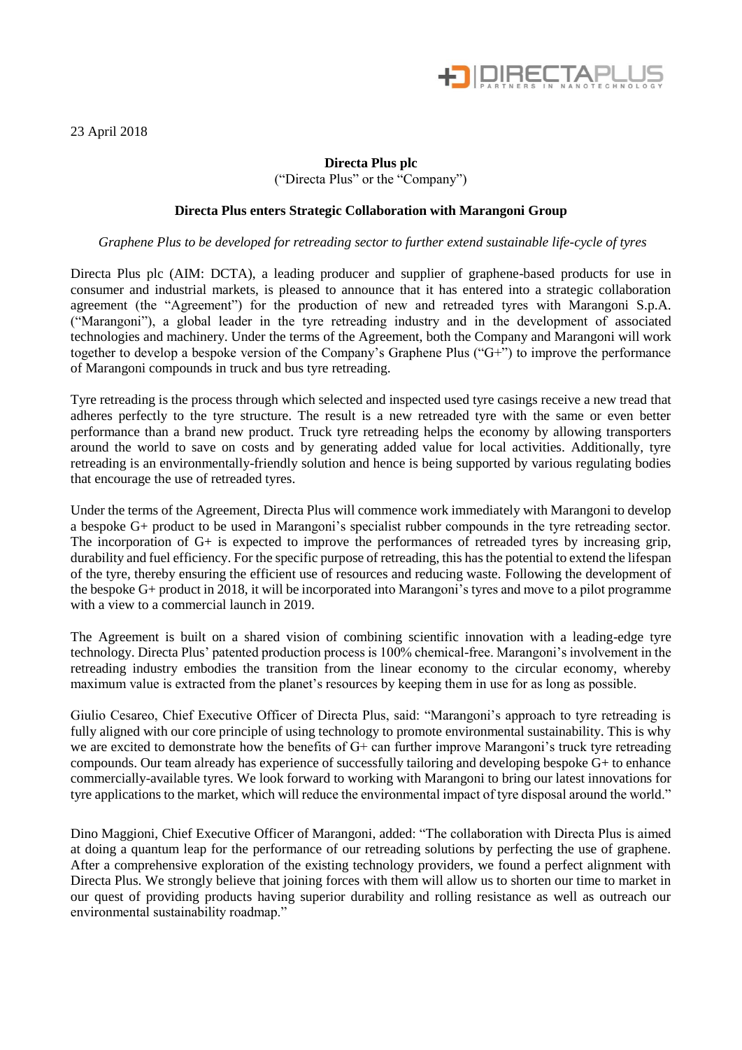23 April 2018

**Directa Plus plc**

("Directa Plus" or the "Company")

**Directa Plus enters Strategic Collaboration with Marangoni Group**

*Graphene Plus to be developed for retreading sector to further extend sustainable life-cycle of tyres*

Directa Plus plc (AIM: DCTA), a leading producer and supplier of graphene-based products for use in consumer and industrial markets, is pleased to announce that it has entered into a strategic collaboration agreement (the "Agreement") for the production of new and retreaded tyres with Marangoni S.p.A. ("Marangoni"), a global leader in the tyre retreading industry and in the development of associated technologies and machinery. Under the terms of the Agreement, both the Company and Marangoni will work together to develop a bespoke version of the Company's Graphene Plus ("G+") to improve the performance of Marangoni compounds in truck and bus tyre retreading.

Tyre retreading is the process through which selected and inspected used tyre casings receive a new tread that adheres perfectly to the tyre structure. The result is a new retreaded tyre with the same or even better performance than a brand new product. Truck tyre retreading helps the economy by allowing transporters around the world to save on costs and by generating added value for local activities. Additionally, tyre retreading is an environmentally-friendly solution and hence is being supported by various regulating bodies that encourage the use of retreaded tyres.

Under the terms of the Agreement, Directa Plus will commence work immediately with Marangoni to develop a bespoke G+ product to be used in Marangoni's specialist rubber compounds in the tyre retreading sector. The incorporation of G+ is expected to improve the performances of retreaded tyres by increasing grip, durability and fuel efficiency. For the specific purpose of retreading, this has the potential to extend the lifespan of the tyre, thereby ensuring the efficient use of resources and reducing waste. Following the development of the bespoke G+ product in 2018, it will be incorporated into Marangoni's tyres and move to a pilot programme with a view to a commercial launch in 2019.

The Agreement is built on a shared vision of combining scientific innovation with a leading-edge tyre technology. Directa Plus' patented production process is 100% chemical-free. Marangoni's involvement in the retreading industry embodies the transition from the linear economy to the circular economy, whereby maximum value is extracted from the planet's resources by keeping them in use for as long as possible.

Giulio Cesareo, Chief Executive Officer of Directa Plus, said: "Marangoni's approach to tyre retreading is fully aligned with our core principle of using technology to promote environmental sustainability. This is why we are excited to demonstrate how the benefits of G+ can further improve Marangoni's truck tyre retreading compounds. Our team already has experience of successfully tailoring and developing bespoke G+ to enhance commercially-available tyres. We look forward to working with Marangoni to bring our latest innovations for tyre applications to the market, which will reduce the environmental impact of tyre disposal around the world."

Dino Maggioni, Chief Executive Officer of Marangoni, added: "The collaboration with Directa Plus is aimed at doing a quantum leap for the performance of our retreading solutions by perfecting the use of graphene. After a comprehensive exploration of the existing technology providers, we found a perfect alignment with Directa Plus. We strongly believe that joining forces with them will allow us to shorten our time to market in our quest of providing products having superior durability and rolling resistance as well as outreach our environmental sustainability roadmap."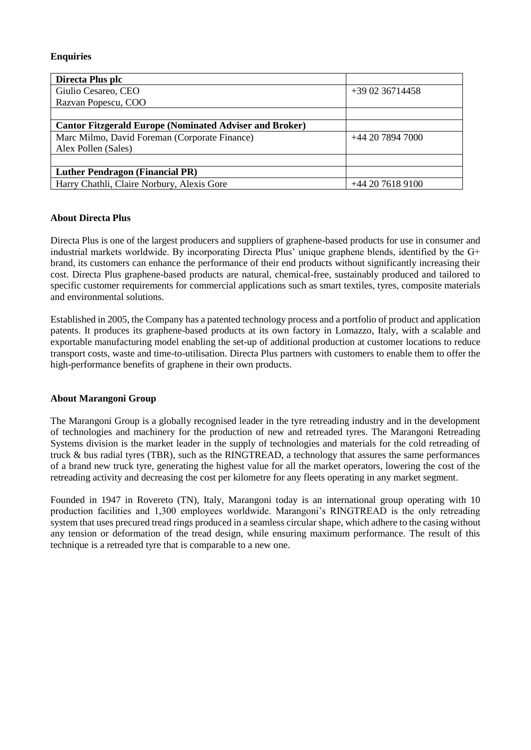**Enquiries**

| | |
|---|---|
| **Directa Plus plc** | |
| Giulio Cesareo, CEO<br>Razvan Popescu, COO | +39 02 36714458 |
| | |
| **Cantor Fitzgerald Europe (Nominated Adviser and Broker)** | |
| Marc Milmo, David Foreman (Corporate Finance)<br>Alex Pollen (Sales) | +44 20 7894 7000 |
| | |
| **Luther Pendragon (Financial PR)** | |
| Harry Chathli, Claire Norbury, Alexis Gore | +44 20 7618 9100 |

**About Directa Plus**

Directa Plus is one of the largest producers and suppliers of graphene-based products for use in consumer and industrial markets worldwide. By incorporating Directa Plus' unique graphene blends, identified by the G+ brand, its customers can enhance the performance of their end products without significantly increasing their cost. Directa Plus graphene-based products are natural, chemical-free, sustainably produced and tailored to specific customer requirements for commercial applications such as smart textiles, tyres, composite materials and environmental solutions.

Established in 2005, the Company has a patented technology process and a portfolio of product and application patents. It produces its graphene-based products at its own factory in Lomazzo, Italy, with a scalable and exportable manufacturing model enabling the set-up of additional production at customer locations to reduce transport costs, waste and time-to-utilisation. Directa Plus partners with customers to enable them to offer the high-performance benefits of graphene in their own products.

**About Marangoni Group**

The Marangoni Group is a globally recognised leader in the tyre retreading industry and in the development of technologies and machinery for the production of new and retreaded tyres. The Marangoni Retreading Systems division is the market leader in the supply of technologies and materials for the cold retreading of truck & bus radial tyres (TBR), such as the RINGTREAD, a technology that assures the same performances of a brand new truck tyre, generating the highest value for all the market operators, lowering the cost of the retreading activity and decreasing the cost per kilometre for any fleets operating in any market segment.

Founded in 1947 in Rovereto (TN), Italy, Marangoni today is an international group operating with 10 production facilities and 1,300 employees worldwide. Marangoni's RINGTREAD is the only retreading system that uses precured tread rings produced in a seamless circular shape, which adhere to the casing without any tension or deformation of the tread design, while ensuring maximum performance. The result of this technique is a retreaded tyre that is comparable to a new one.